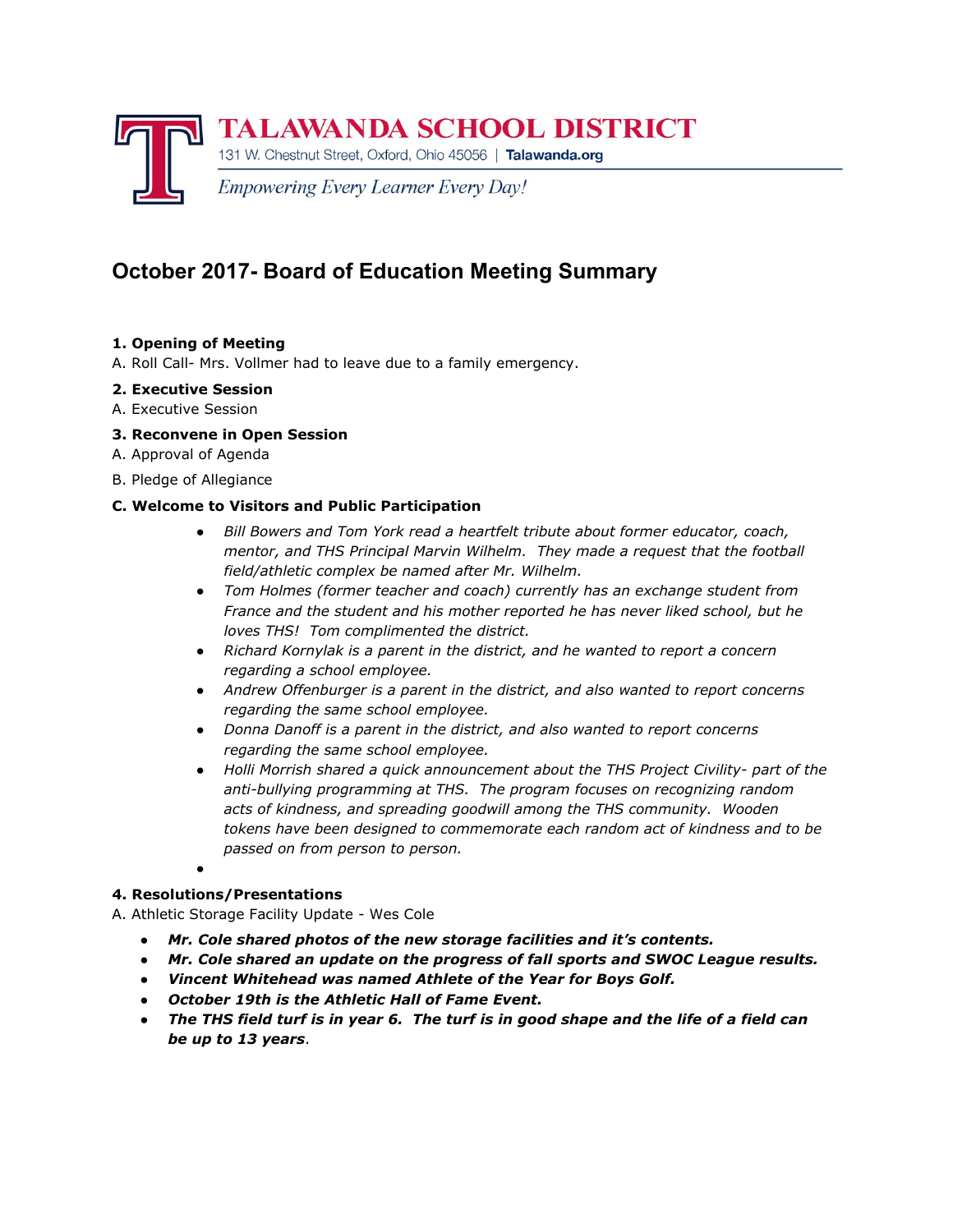**TALAWANDA SCHOOL DISTRICT**
131 W. Chestnut Street, Oxford, Ohio 45056 | **Talawanda.org**
*Empowering Every Learner Every Day!*

# October 2017- Board of Education Meeting Summary

**1. Opening of Meeting**

A. Roll Call- Mrs. Vollmer had to leave due to a family emergency.

**2. Executive Session**

A. Executive Session

**3. Reconvene in Open Session**

A. Approval of Agenda

B. Pledge of Allegiance

**C. Welcome to Visitors and Public Participation**

- *Bill Bowers and Tom York read a heartfelt tribute about former educator, coach, mentor, and THS Principal Marvin Wilhelm. They made a request that the football field/athletic complex be named after Mr. Wilhelm.*
- *Tom Holmes (former teacher and coach) currently has an exchange student from France and the student and his mother reported he has never liked school, but he loves THS! Tom complimented the district.*
- *Richard Kornylak is a parent in the district, and he wanted to report a concern regarding a school employee.*
- *Andrew Offenburger is a parent in the district, and also wanted to report concerns regarding the same school employee.*
- *Donna Danoff is a parent in the district, and also wanted to report concerns regarding the same school employee.*
- *Holli Morrish shared a quick announcement about the THS Project Civility- part of the anti-bullying programming at THS. The program focuses on recognizing random acts of kindness, and spreading goodwill among the THS community. Wooden tokens have been designed to commemorate each random act of kindness and to be passed on from person to person.*

**4. Resolutions/Presentations**

A. Athletic Storage Facility Update - Wes Cole

- ***Mr. Cole shared photos of the new storage facilities and it's contents.***
- ***Mr. Cole shared an update on the progress of fall sports and SWOC League results.***
- ***Vincent Whitehead was named Athlete of the Year for Boys Golf.***
- ***October 19th is the Athletic Hall of Fame Event.***
- ***The THS field turf is in year 6. The turf is in good shape and the life of a field can be up to 13 years***.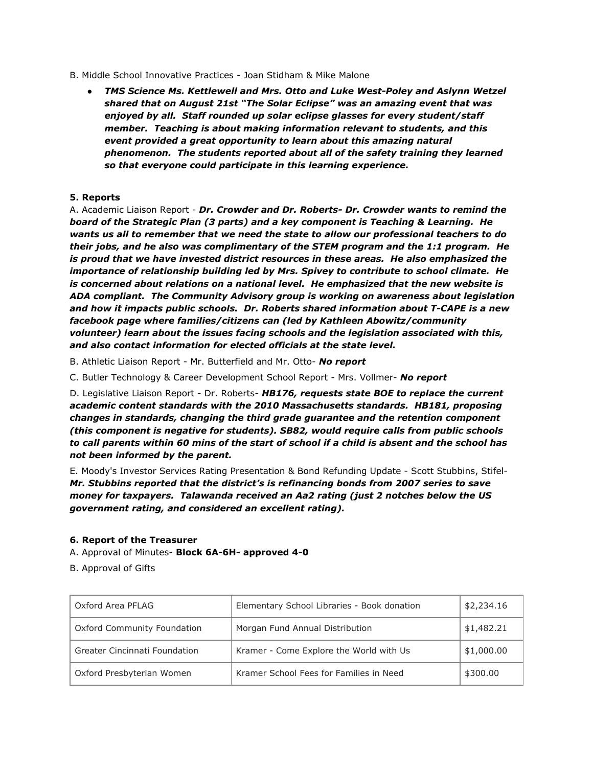B. Middle School Innovative Practices - Joan Stidham & Mike Malone

- ***TMS Science Ms. Kettlewell and Mrs. Otto and Luke West-Poley and Aslynn Wetzel shared that on August 21st "The Solar Eclipse" was an amazing event that was enjoyed by all. Staff rounded up solar eclipse glasses for every student/staff member. Teaching is about making information relevant to students, and this event provided a great opportunity to learn about this amazing natural phenomenon. The students reported about all of the safety training they learned so that everyone could participate in this learning experience.***

**5. Reports**

A. Academic Liaison Report - ***Dr. Crowder and Dr. Roberts- Dr. Crowder wants to remind the board of the Strategic Plan (3 parts) and a key component is Teaching & Learning. He wants us all to remember that we need the state to allow our professional teachers to do their jobs, and he also was complimentary of the STEM program and the 1:1 program. He is proud that we have invested district resources in these areas. He also emphasized the importance of relationship building led by Mrs. Spivey to contribute to school climate. He is concerned about relations on a national level. He emphasized that the new website is ADA compliant. The Community Advisory group is working on awareness about legislation and how it impacts public schools. Dr. Roberts shared information about T-CAPE is a new facebook page where families/citizens can (led by Kathleen Abowitz/community volunteer) learn about the issues facing schools and the legislation associated with this, and also contact information for elected officials at the state level.***

B. Athletic Liaison Report - Mr. Butterfield and Mr. Otto- ***No report***

C. Butler Technology & Career Development School Report - Mrs. Vollmer- ***No report***

D. Legislative Liaison Report - Dr. Roberts- ***HB176, requests state BOE to replace the current academic content standards with the 2010 Massachusetts standards. HB181, proposing changes in standards, changing the third grade guarantee and the retention component (this component is negative for students). SB82, would require calls from public schools to call parents within 60 mins of the start of school if a child is absent and the school has not been informed by the parent.***

E. Moody's Investor Services Rating Presentation & Bond Refunding Update - Scott Stubbins, Stifel- ***Mr. Stubbins reported that the district's is refinancing bonds from 2007 series to save money for taxpayers. Talawanda received an Aa2 rating (just 2 notches below the US government rating, and considered an excellent rating).***

**6. Report of the Treasurer**

A. Approval of Minutes- **Block 6A-6H- approved 4-0**

B. Approval of Gifts

| Oxford Area PFLAG | Elementary School Libraries - Book donation | $2,234.16 |
|---|---|---|
| Oxford Community Foundation | Morgan Fund Annual Distribution | $1,482.21 |
| Greater Cincinnati Foundation | Kramer - Come Explore the World with Us | $1,000.00 |
| Oxford Presbyterian Women | Kramer School Fees for Families in Need | $300.00 |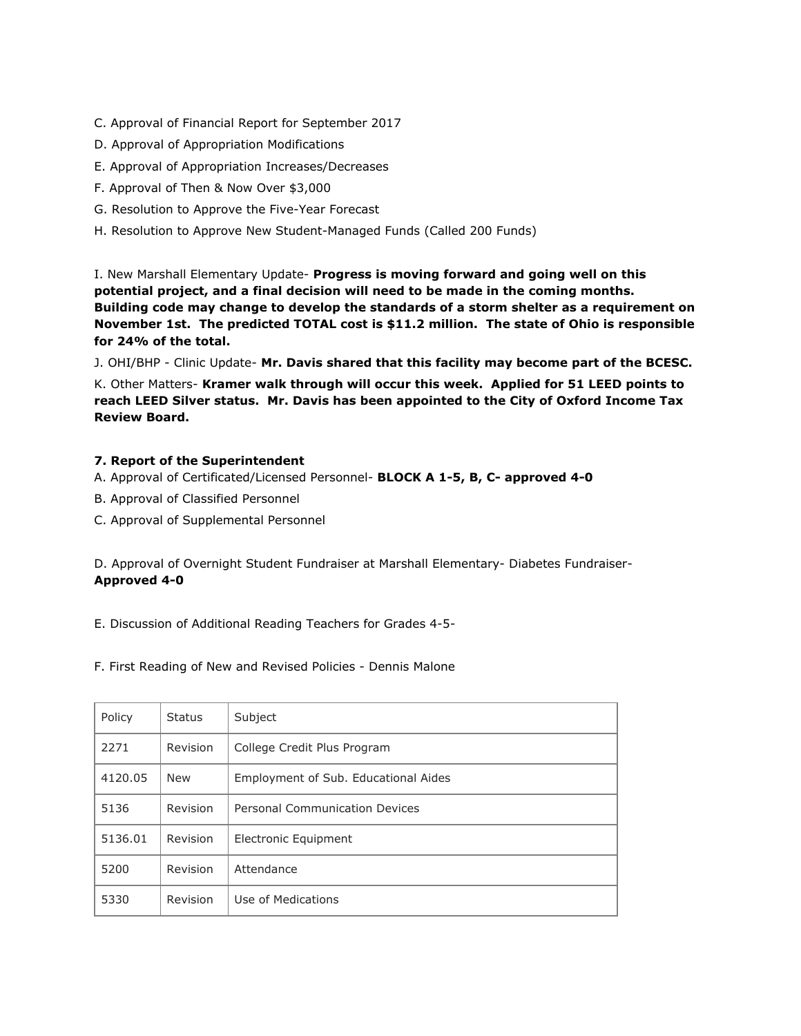C. Approval of Financial Report for September 2017

D. Approval of Appropriation Modifications

E. Approval of Appropriation Increases/Decreases

F. Approval of Then & Now Over $3,000

G. Resolution to Approve the Five-Year Forecast

H. Resolution to Approve New Student-Managed Funds (Called 200 Funds)

I. New Marshall Elementary Update- **Progress is moving forward and going well on this potential project, and a final decision will need to be made in the coming months. Building code may change to develop the standards of a storm shelter as a requirement on November 1st. The predicted TOTAL cost is $11.2 million. The state of Ohio is responsible for 24% of the total.**

J. OHI/BHP - Clinic Update- **Mr. Davis shared that this facility may become part of the BCESC.**

K. Other Matters- **Kramer walk through will occur this week. Applied for 51 LEED points to reach LEED Silver status. Mr. Davis has been appointed to the City of Oxford Income Tax Review Board.**

**7. Report of the Superintendent**

A. Approval of Certificated/Licensed Personnel- **BLOCK A 1-5, B, C- approved 4-0**

B. Approval of Classified Personnel

C. Approval of Supplemental Personnel

D. Approval of Overnight Student Fundraiser at Marshall Elementary- Diabetes Fundraiser- **Approved 4-0**

E. Discussion of Additional Reading Teachers for Grades 4-5-

F. First Reading of New and Revised Policies - Dennis Malone

| Policy | Status | Subject |
|---|---|---|
| 2271 | Revision | College Credit Plus Program |
| 4120.05 | New | Employment of Sub. Educational Aides |
| 5136 | Revision | Personal Communication Devices |
| 5136.01 | Revision | Electronic Equipment |
| 5200 | Revision | Attendance |
| 5330 | Revision | Use of Medications |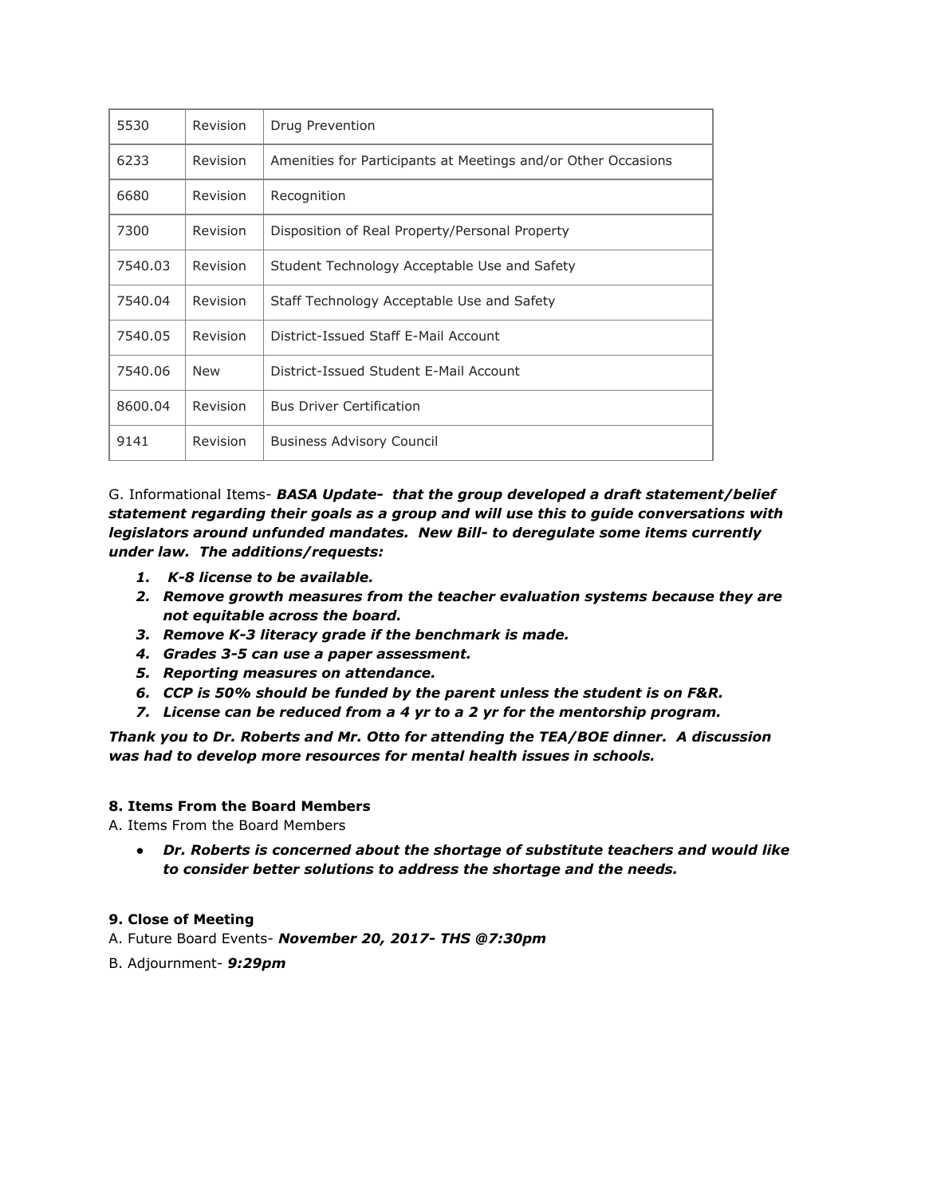| | | |
|---|---|---|
| 5530 | Revision | Drug Prevention |
| 6233 | Revision | Amenities for Participants at Meetings and/or Other Occasions |
| 6680 | Revision | Recognition |
| 7300 | Revision | Disposition of Real Property/Personal Property |
| 7540.03 | Revision | Student Technology Acceptable Use and Safety |
| 7540.04 | Revision | Staff Technology Acceptable Use and Safety |
| 7540.05 | Revision | District-Issued Staff E-Mail Account |
| 7540.06 | New | District-Issued Student E-Mail Account |
| 8600.04 | Revision | Bus Driver Certification |
| 9141 | Revision | Business Advisory Council |

G. Informational Items- ***BASA Update- that the group developed a draft statement/belief statement regarding their goals as a group and will use this to guide conversations with legislators around unfunded mandates. New Bill- to deregulate some items currently under law. The additions/requests:***

1. ***K-8 license to be available.***
2. ***Remove growth measures from the teacher evaluation systems because they are not equitable across the board.***
3. ***Remove K-3 literacy grade if the benchmark is made.***
4. ***Grades 3-5 can use a paper assessment.***
5. ***Reporting measures on attendance.***
6. ***CCP is 50% should be funded by the parent unless the student is on F&R.***
7. ***License can be reduced from a 4 yr to a 2 yr for the mentorship program.***

***Thank you to Dr. Roberts and Mr. Otto for attending the TEA/BOE dinner. A discussion was had to develop more resources for mental health issues in schools.***

**8. Items From the Board Members**

A. Items From the Board Members

- ***Dr. Roberts is concerned about the shortage of substitute teachers and would like to consider better solutions to address the shortage and the needs.***

**9. Close of Meeting**

A. Future Board Events- ***November 20, 2017- THS @7:30pm***

B. Adjournment- ***9:29pm***